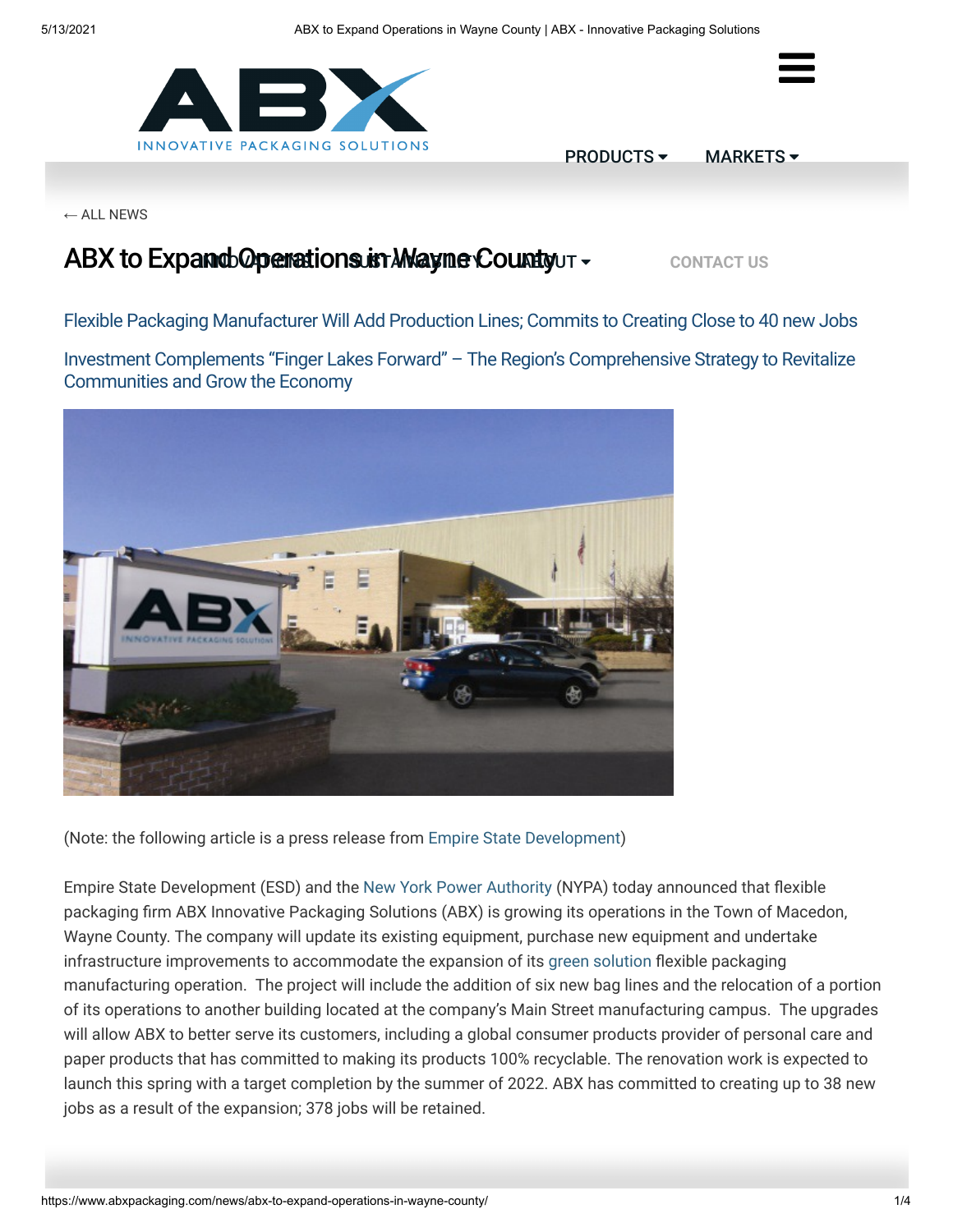← ALL NEWS

# ABX to Expand Operations in Wayne County

## Flexible Packaging Manufacturer Will Add Production Lines; Commits to Creating Close to 40 new Jobs

## Investment Complements "Finger Lakes Forward" – The Region's Comprehensive Strategy to Revitalize Communities and Grow the Economy

(Note: the following article is a press release from Empire State Development)

Empire State Development (ESD) and the New York Power Authority (NYPA) today announced that flexible packaging firm ABX Innovative Packaging Solutions (ABX) is growing its operations in the Town of Macedon, Wayne County. The company will update its existing equipment, purchase new equipment and undertake infrastructure improvements to accommodate the expansion of its green solution flexible packaging manufacturing operation. The project will include the addition of six new bag lines and the relocation of a portion of its operations to another building located at the company's Main Street manufacturing campus. The upgrades will allow ABX to better serve its customers, including a global consumer products provider of personal care and paper products that has committed to making its products 100% recyclable. The renovation work is expected to launch this spring with a target completion by the summer of 2022. ABX has committed to creating up to 38 new jobs as a result of the expansion; 378 jobs will be retained.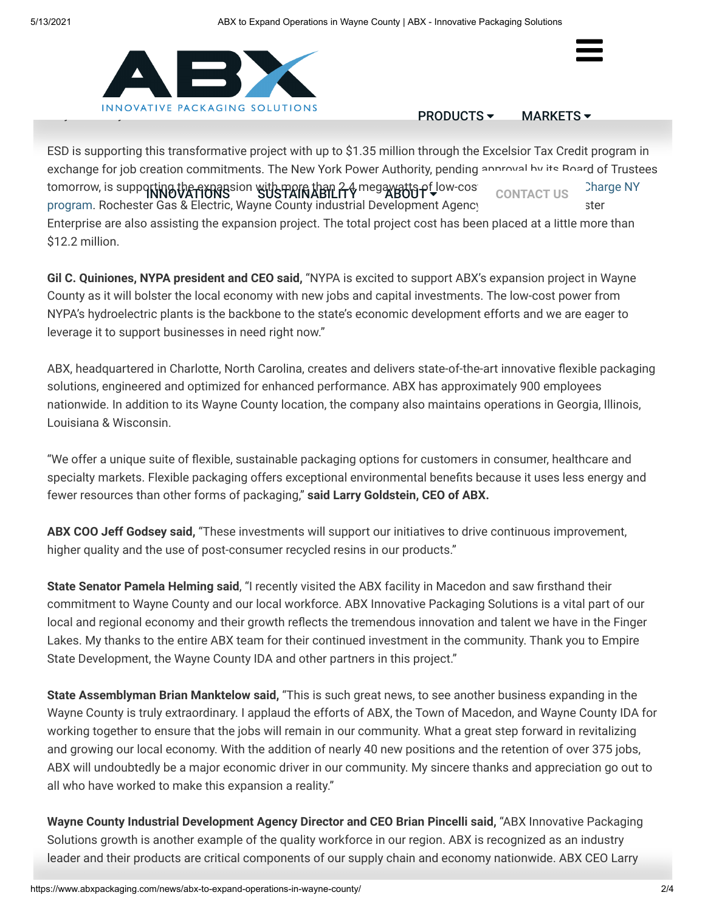ESD is supporting this transformative project with up to $1.35 million through the Excelsior Tax Credit program in exchange for job creation commitments. The New York Power Authority, pending approval by its Board of Trustees tomorrow, is supporting the expansion with more than 2.4 megawatts of low-cost power through its ReCharge NY program. Rochester Gas & Electric, Wayne County Industrial Development Agency and Greater Rochester Enterprise are also assisting the expansion project. The total project cost has been placed at a little more than $12.2 million.

**Gil C. Quiniones, NYPA president and CEO said,** "NYPA is excited to support ABX's expansion project in Wayne County as it will bolster the local economy with new jobs and capital investments. The low-cost power from NYPA's hydroelectric plants is the backbone to the state's economic development efforts and we are eager to leverage it to support businesses in need right now."

ABX, headquartered in Charlotte, North Carolina, creates and delivers state-of-the-art innovative flexible packaging solutions, engineered and optimized for enhanced performance. ABX has approximately 900 employees nationwide. In addition to its Wayne County location, the company also maintains operations in Georgia, Illinois, Louisiana & Wisconsin.

"We offer a unique suite of flexible, sustainable packaging options for customers in consumer, healthcare and specialty markets. Flexible packaging offers exceptional environmental benefits because it uses less energy and fewer resources than other forms of packaging," **said Larry Goldstein, CEO of ABX.**

**ABX COO Jeff Godsey said,** "These investments will support our initiatives to drive continuous improvement, higher quality and the use of post-consumer recycled resins in our products."

**State Senator Pamela Helming said**, "I recently visited the ABX facility in Macedon and saw firsthand their commitment to Wayne County and our local workforce. ABX Innovative Packaging Solutions is a vital part of our local and regional economy and their growth reflects the tremendous innovation and talent we have in the Finger Lakes. My thanks to the entire ABX team for their continued investment in the community. Thank you to Empire State Development, the Wayne County IDA and other partners in this project."

**State Assemblyman Brian Manktelow said,** "This is such great news, to see another business expanding in the Wayne County is truly extraordinary. I applaud the efforts of ABX, the Town of Macedon, and Wayne County IDA for working together to ensure that the jobs will remain in our community. What a great step forward in revitalizing and growing our local economy. With the addition of nearly 40 new positions and the retention of over 375 jobs, ABX will undoubtedly be a major economic driver in our community. My sincere thanks and appreciation go out to all who have worked to make this expansion a reality."

**Wayne County Industrial Development Agency Director and CEO Brian Pincelli said,** "ABX Innovative Packaging Solutions growth is another example of the quality workforce in our region. ABX is recognized as an industry leader and their products are critical components of our supply chain and economy nationwide. ABX CEO Larry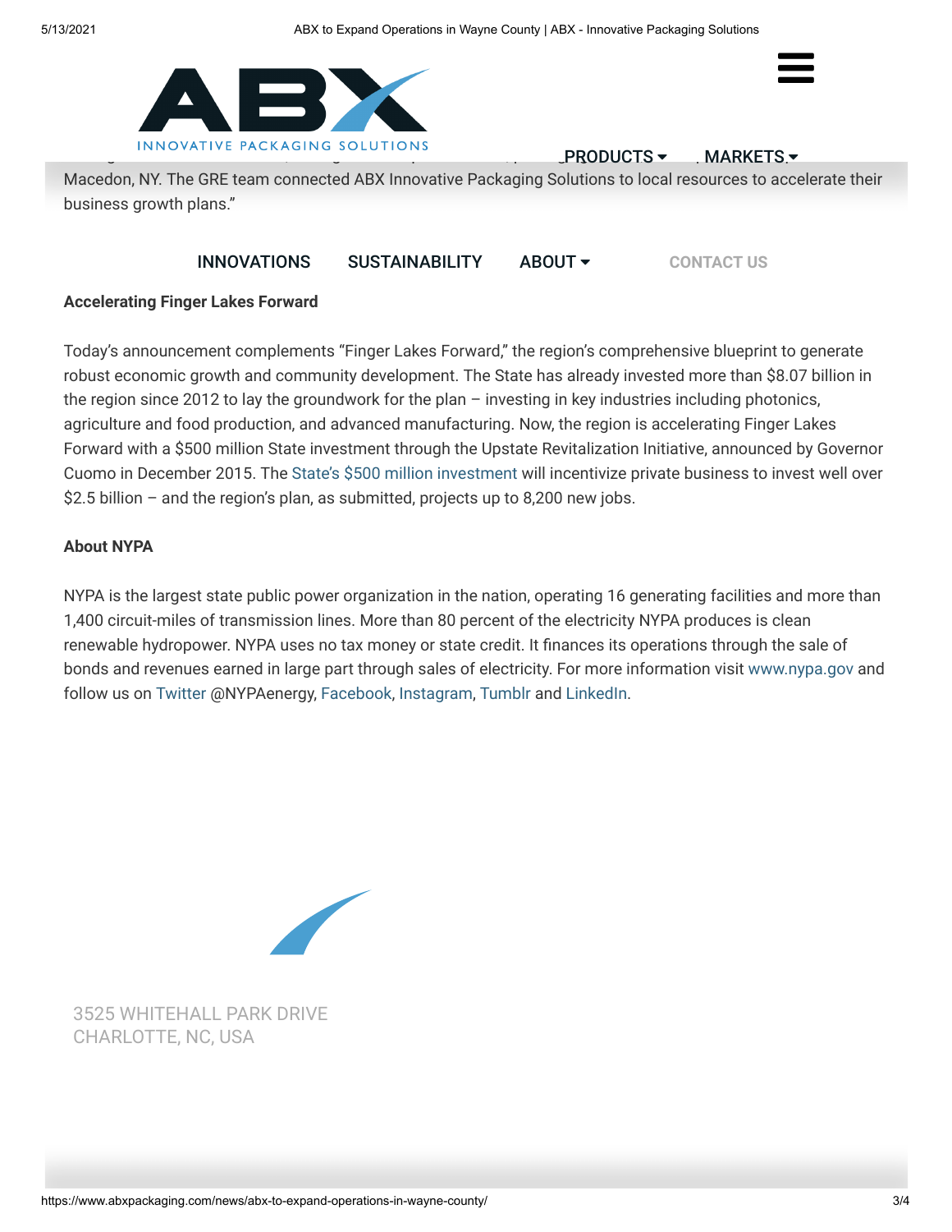Macedon, NY. The GRE team connected ABX Innovative Packaging Solutions to local resources to accelerate their business growth plans."

**Accelerating Finger Lakes Forward**

Today's announcement complements "Finger Lakes Forward," the region's comprehensive blueprint to generate robust economic growth and community development. The State has already invested more than $8.07 billion in the region since 2012 to lay the groundwork for the plan – investing in key industries including photonics, agriculture and food production, and advanced manufacturing. Now, the region is accelerating Finger Lakes Forward with a $500 million State investment through the Upstate Revitalization Initiative, announced by Governor Cuomo in December 2015. The State's $500 million investment will incentivize private business to invest well over $2.5 billion – and the region's plan, as submitted, projects up to 8,200 new jobs.

**About NYPA**

NYPA is the largest state public power organization in the nation, operating 16 generating facilities and more than 1,400 circuit-miles of transmission lines. More than 80 percent of the electricity NYPA produces is clean renewable hydropower. NYPA uses no tax money or state credit. It finances its operations through the sale of bonds and revenues earned in large part through sales of electricity. For more information visit www.nypa.gov and follow us on Twitter @NYPAenergy, Facebook, Instagram, Tumblr and LinkedIn.

3525 WHITEHALL PARK DRIVE
CHARLOTTE, NC, USA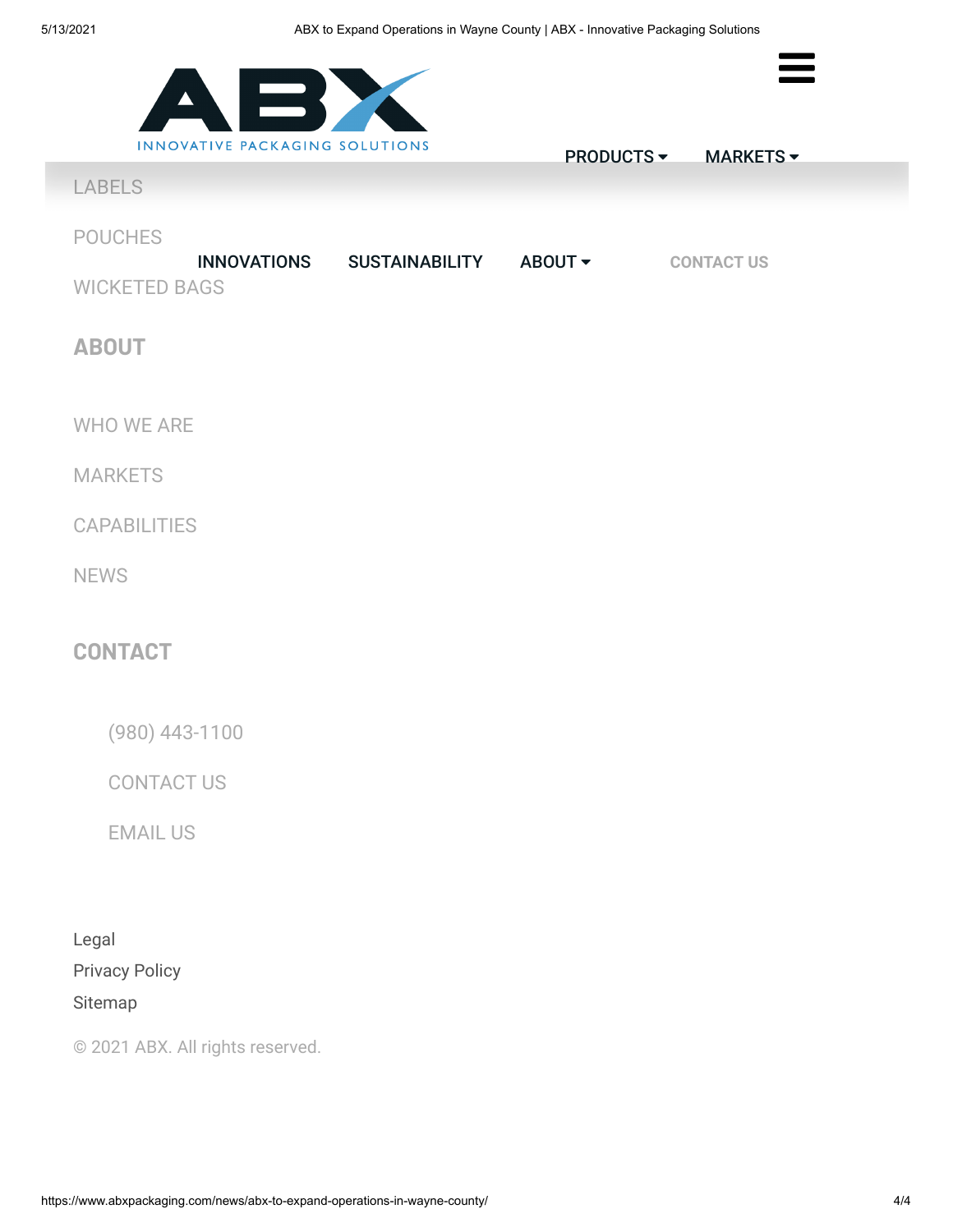ABX

INNOVATIVE PACKAGING SOLUTIONS

PRODUCTS MARKETS

LABELS

POUCHES

INNOVATIONS SUSTAINABILITY ABOUT CONTACT US

WICKETED BAGS

## ABOUT

WHO WE ARE

MARKETS

CAPABILITIES

NEWS

## CONTACT

(980) 443-1100

CONTACT US

EMAIL US

Legal

Privacy Policy

Sitemap

© 2021 ABX. All rights reserved.